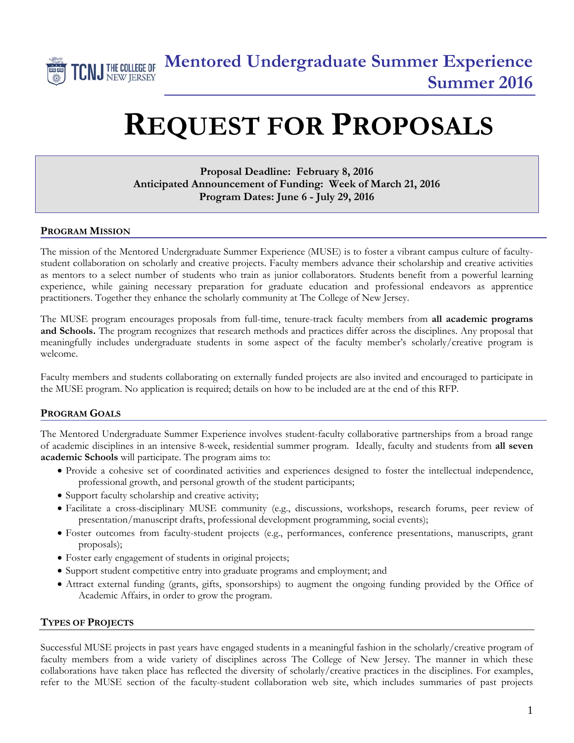# Mentored Undergraduate Summer Experience Summer 2016

# REQUEST FOR PROPOSALS

**Proposal Deadline: February 8, 2016**
**Anticipated Announcement of Funding: Week of March 21, 2016**
**Program Dates: June 6 - July 29, 2016**

## PROGRAM MISSION

The mission of the Mentored Undergraduate Summer Experience (MUSE) is to foster a vibrant campus culture of faculty-student collaboration on scholarly and creative projects. Faculty members advance their scholarship and creative activities as mentors to a select number of students who train as junior collaborators. Students benefit from a powerful learning experience, while gaining necessary preparation for graduate education and professional endeavors as apprentice practitioners. Together they enhance the scholarly community at The College of New Jersey.

The MUSE program encourages proposals from full-time, tenure-track faculty members from **all academic programs and Schools.** The program recognizes that research methods and practices differ across the disciplines. Any proposal that meaningfully includes undergraduate students in some aspect of the faculty member's scholarly/creative program is welcome.

Faculty members and students collaborating on externally funded projects are also invited and encouraged to participate in the MUSE program. No application is required; details on how to be included are at the end of this RFP.

## PROGRAM GOALS

The Mentored Undergraduate Summer Experience involves student-faculty collaborative partnerships from a broad range of academic disciplines in an intensive 8-week, residential summer program. Ideally, faculty and students from **all seven academic Schools** will participate. The program aims to:

- Provide a cohesive set of coordinated activities and experiences designed to foster the intellectual independence, professional growth, and personal growth of the student participants;
- Support faculty scholarship and creative activity;
- Facilitate a cross-disciplinary MUSE community (e.g., discussions, workshops, research forums, peer review of presentation/manuscript drafts, professional development programming, social events);
- Foster outcomes from faculty-student projects (e.g., performances, conference presentations, manuscripts, grant proposals);
- Foster early engagement of students in original projects;
- Support student competitive entry into graduate programs and employment; and
- Attract external funding (grants, gifts, sponsorships) to augment the ongoing funding provided by the Office of Academic Affairs, in order to grow the program.

## TYPES OF PROJECTS

Successful MUSE projects in past years have engaged students in a meaningful fashion in the scholarly/creative program of faculty members from a wide variety of disciplines across The College of New Jersey. The manner in which these collaborations have taken place has reflected the diversity of scholarly/creative practices in the disciplines. For examples, refer to the MUSE section of the faculty-student collaboration web site, which includes summaries of past projects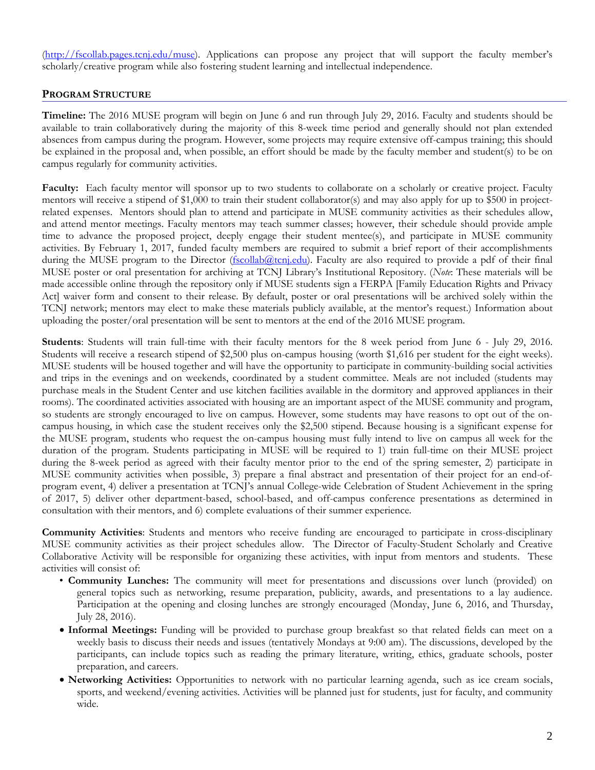(http://fscollab.pages.tcnj.edu/muse). Applications can propose any project that will support the faculty member's scholarly/creative program while also fostering student learning and intellectual independence.

## PROGRAM STRUCTURE

**Timeline:** The 2016 MUSE program will begin on June 6 and run through July 29, 2016. Faculty and students should be available to train collaboratively during the majority of this 8-week time period and generally should not plan extended absences from campus during the program. However, some projects may require extensive off-campus training; this should be explained in the proposal and, when possible, an effort should be made by the faculty member and student(s) to be on campus regularly for community activities.

**Faculty:** Each faculty mentor will sponsor up to two students to collaborate on a scholarly or creative project. Faculty mentors will receive a stipend of $1,000 to train their student collaborator(s) and may also apply for up to $500 in project-related expenses. Mentors should plan to attend and participate in MUSE community activities as their schedules allow, and attend mentor meetings. Faculty mentors may teach summer classes; however, their schedule should provide ample time to advance the proposed project, deeply engage their student mentee(s), and participate in MUSE community activities. By February 1, 2017, funded faculty members are required to submit a brief report of their accomplishments during the MUSE program to the Director (fscollab@tcnj.edu). Faculty are also required to provide a pdf of their final MUSE poster or oral presentation for archiving at TCNJ Library's Institutional Repository. (*Note*: These materials will be made accessible online through the repository only if MUSE students sign a FERPA [Family Education Rights and Privacy Act] waiver form and consent to their release. By default, poster or oral presentations will be archived solely within the TCNJ network; mentors may elect to make these materials publicly available, at the mentor's request.) Information about uploading the poster/oral presentation will be sent to mentors at the end of the 2016 MUSE program.

**Students**: Students will train full-time with their faculty mentors for the 8 week period from June 6 - July 29, 2016. Students will receive a research stipend of $2,500 plus on-campus housing (worth $1,616 per student for the eight weeks). MUSE students will be housed together and will have the opportunity to participate in community-building social activities and trips in the evenings and on weekends, coordinated by a student committee. Meals are not included (students may purchase meals in the Student Center and use kitchen facilities available in the dormitory and approved appliances in their rooms). The coordinated activities associated with housing are an important aspect of the MUSE community and program, so students are strongly encouraged to live on campus. However, some students may have reasons to opt out of the on-campus housing, in which case the student receives only the $2,500 stipend. Because housing is a significant expense for the MUSE program, students who request the on-campus housing must fully intend to live on campus all week for the duration of the program. Students participating in MUSE will be required to 1) train full-time on their MUSE project during the 8-week period as agreed with their faculty mentor prior to the end of the spring semester, 2) participate in MUSE community activities when possible, 3) prepare a final abstract and presentation of their project for an end-of-program event, 4) deliver a presentation at TCNJ's annual College-wide Celebration of Student Achievement in the spring of 2017, 5) deliver other department-based, school-based, and off-campus conference presentations as determined in consultation with their mentors, and 6) complete evaluations of their summer experience.

**Community Activities**: Students and mentors who receive funding are encouraged to participate in cross-disciplinary MUSE community activities as their project schedules allow. The Director of Faculty-Student Scholarly and Creative Collaborative Activity will be responsible for organizing these activities, with input from mentors and students. These activities will consist of:

- **Community Lunches:** The community will meet for presentations and discussions over lunch (provided) on general topics such as networking, resume preparation, publicity, awards, and presentations to a lay audience. Participation at the opening and closing lunches are strongly encouraged (Monday, June 6, 2016, and Thursday, July 28, 2016).
- **Informal Meetings:** Funding will be provided to purchase group breakfast so that related fields can meet on a weekly basis to discuss their needs and issues (tentatively Mondays at 9:00 am). The discussions, developed by the participants, can include topics such as reading the primary literature, writing, ethics, graduate schools, poster preparation, and careers.
- **Networking Activities:** Opportunities to network with no particular learning agenda, such as ice cream socials, sports, and weekend/evening activities. Activities will be planned just for students, just for faculty, and community wide.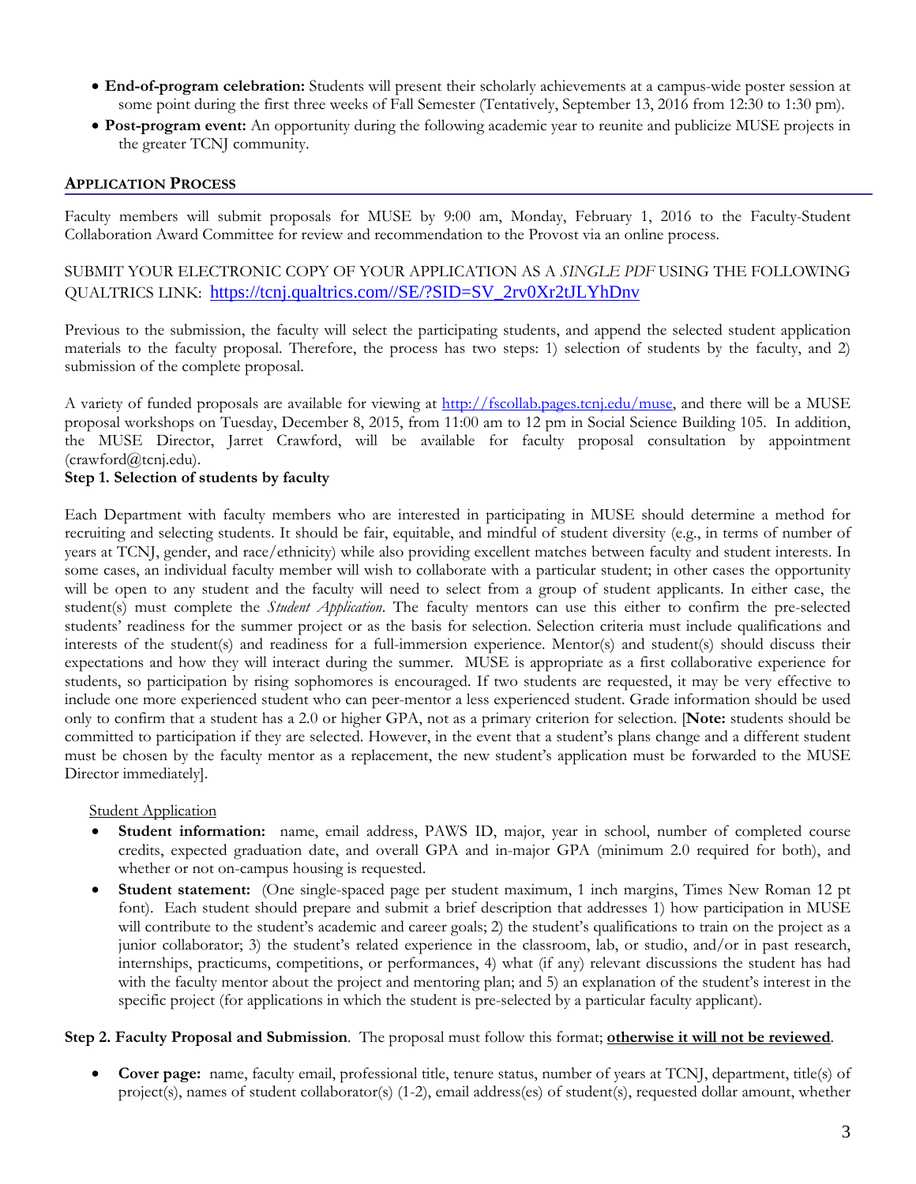- **End-of-program celebration:** Students will present their scholarly achievements at a campus-wide poster session at some point during the first three weeks of Fall Semester (Tentatively, September 13, 2016 from 12:30 to 1:30 pm).
- **Post-program event:** An opportunity during the following academic year to reunite and publicize MUSE projects in the greater TCNJ community.

## APPLICATION PROCESS

Faculty members will submit proposals for MUSE by 9:00 am, Monday, February 1, 2016 to the Faculty-Student Collaboration Award Committee for review and recommendation to the Provost via an online process.

SUBMIT YOUR ELECTRONIC COPY OF YOUR APPLICATION AS A *SINGLE PDF* USING THE FOLLOWING QUALTRICS LINK: https://tcnj.qualtrics.com//SE/?SID=SV_2rv0Xr2tJLYhDnv

Previous to the submission, the faculty will select the participating students, and append the selected student application materials to the faculty proposal. Therefore, the process has two steps: 1) selection of students by the faculty, and 2) submission of the complete proposal.

A variety of funded proposals are available for viewing at http://fscollab.pages.tcnj.edu/muse, and there will be a MUSE proposal workshops on Tuesday, December 8, 2015, from 11:00 am to 12 pm in Social Science Building 105. In addition, the MUSE Director, Jarrett Crawford, will be available for faculty proposal consultation by appointment (crawford@tcnj.edu).

**Step 1. Selection of students by faculty**

Each Department with faculty members who are interested in participating in MUSE should determine a method for recruiting and selecting students. It should be fair, equitable, and mindful of student diversity (e.g., in terms of number of years at TCNJ, gender, and race/ethnicity) while also providing excellent matches between faculty and student interests. In some cases, an individual faculty member will wish to collaborate with a particular student; in other cases the opportunity will be open to any student and the faculty will need to select from a group of student applicants. In either case, the student(s) must complete the *Student Application*. The faculty mentors can use this either to confirm the pre-selected students' readiness for the summer project or as the basis for selection. Selection criteria must include qualifications and interests of the student(s) and readiness for a full-immersion experience. Mentor(s) and student(s) should discuss their expectations and how they will interact during the summer. MUSE is appropriate as a first collaborative experience for students, so participation by rising sophomores is encouraged. If two students are requested, it may be very effective to include one more experienced student who can peer-mentor a less experienced student. Grade information should be used only to confirm that a student has a 2.0 or higher GPA, not as a primary criterion for selection. [**Note:** students should be committed to participation if they are selected. However, in the event that a student's plans change and a different student must be chosen by the faculty mentor as a replacement, the new student's application must be forwarded to the MUSE Director immediately].

<u>Student Application</u>

- **Student information:** name, email address, PAWS ID, major, year in school, number of completed course credits, expected graduation date, and overall GPA and in-major GPA (minimum 2.0 required for both), and whether or not on-campus housing is requested.
- **Student statement:** (One single-spaced page per student maximum, 1 inch margins, Times New Roman 12 pt font). Each student should prepare and submit a brief description that addresses 1) how participation in MUSE will contribute to the student's academic and career goals; 2) the student's qualifications to train on the project as a junior collaborator; 3) the student's related experience in the classroom, lab, or studio, and/or in past research, internships, practicums, competitions, or performances, 4) what (if any) relevant discussions the student has had with the faculty mentor about the project and mentoring plan; and 5) an explanation of the student's interest in the specific project (for applications in which the student is pre-selected by a particular faculty applicant).

**Step 2. Faculty Proposal and Submission**. The proposal must follow this format; **<u>otherwise it will not be reviewed</u>**.

- **Cover page:** name, faculty email, professional title, tenure status, number of years at TCNJ, department, title(s) of project(s), names of student collaborator(s) (1-2), email address(es) of student(s), requested dollar amount, whether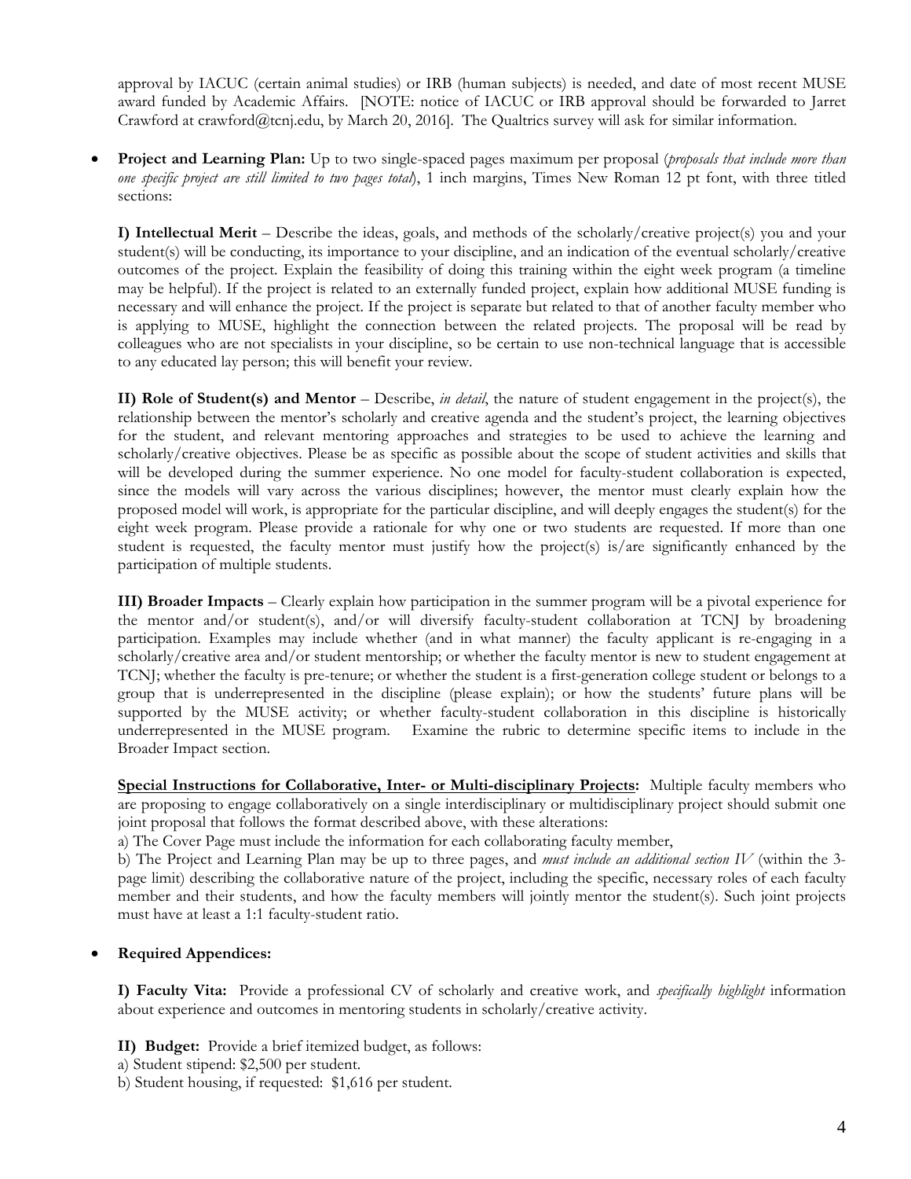approval by IACUC (certain animal studies) or IRB (human subjects) is needed, and date of most recent MUSE award funded by Academic Affairs. [NOTE: notice of IACUC or IRB approval should be forwarded to Jarret Crawford at crawford@tcnj.edu, by March 20, 2016]. The Qualtrics survey will ask for similar information.

- **Project and Learning Plan:** Up to two single-spaced pages maximum per proposal (*proposals that include more than one specific project are still limited to two pages total*), 1 inch margins, Times New Roman 12 pt font, with three titled sections:

  **I) Intellectual Merit** – Describe the ideas, goals, and methods of the scholarly/creative project(s) you and your student(s) will be conducting, its importance to your discipline, and an indication of the eventual scholarly/creative outcomes of the project. Explain the feasibility of doing this training within the eight week program (a timeline may be helpful). If the project is related to an externally funded project, explain how additional MUSE funding is necessary and will enhance the project. If the project is separate but related to that of another faculty member who is applying to MUSE, highlight the connection between the related projects. The proposal will be read by colleagues who are not specialists in your discipline, so be certain to use non-technical language that is accessible to any educated lay person; this will benefit your review.

  **II) Role of Student(s) and Mentor** – Describe, *in detail*, the nature of student engagement in the project(s), the relationship between the mentor's scholarly and creative agenda and the student's project, the learning objectives for the student, and relevant mentoring approaches and strategies to be used to achieve the learning and scholarly/creative objectives. Please be as specific as possible about the scope of student activities and skills that will be developed during the summer experience. No one model for faculty-student collaboration is expected, since the models will vary across the various disciplines; however, the mentor must clearly explain how the proposed model will work, is appropriate for the particular discipline, and will deeply engages the student(s) for the eight week program. Please provide a rationale for why one or two students are requested. If more than one student is requested, the faculty mentor must justify how the project(s) is/are significantly enhanced by the participation of multiple students.

  **III) Broader Impacts** – Clearly explain how participation in the summer program will be a pivotal experience for the mentor and/or student(s), and/or will diversify faculty-student collaboration at TCNJ by broadening participation. Examples may include whether (and in what manner) the faculty applicant is re-engaging in a scholarly/creative area and/or student mentorship; or whether the faculty mentor is new to student engagement at TCNJ; whether the faculty is pre-tenure; or whether the student is a first-generation college student or belongs to a group that is underrepresented in the discipline (please explain); or how the students' future plans will be supported by the MUSE activity; or whether faculty-student collaboration in this discipline is historically underrepresented in the MUSE program. Examine the rubric to determine specific items to include in the Broader Impact section.

  <u>**Special Instructions for Collaborative, Inter- or Multi-disciplinary Projects**</u>: Multiple faculty members who are proposing to engage collaboratively on a single interdisciplinary or multidisciplinary project should submit one joint proposal that follows the format described above, with these alterations:
  a) The Cover Page must include the information for each collaborating faculty member,
  b) The Project and Learning Plan may be up to three pages, and *must include an additional section IV* (within the 3-page limit) describing the collaborative nature of the project, including the specific, necessary roles of each faculty member and their students, and how the faculty members will jointly mentor the student(s). Such joint projects must have at least a 1:1 faculty-student ratio.

- **Required Appendices:**

  **I) Faculty Vita:** Provide a professional CV of scholarly and creative work, and *specifically highlight* information about experience and outcomes in mentoring students in scholarly/creative activity.

  **II) Budget:** Provide a brief itemized budget, as follows:
  a) Student stipend: $2,500 per student.
  b) Student housing, if requested: $1,616 per student.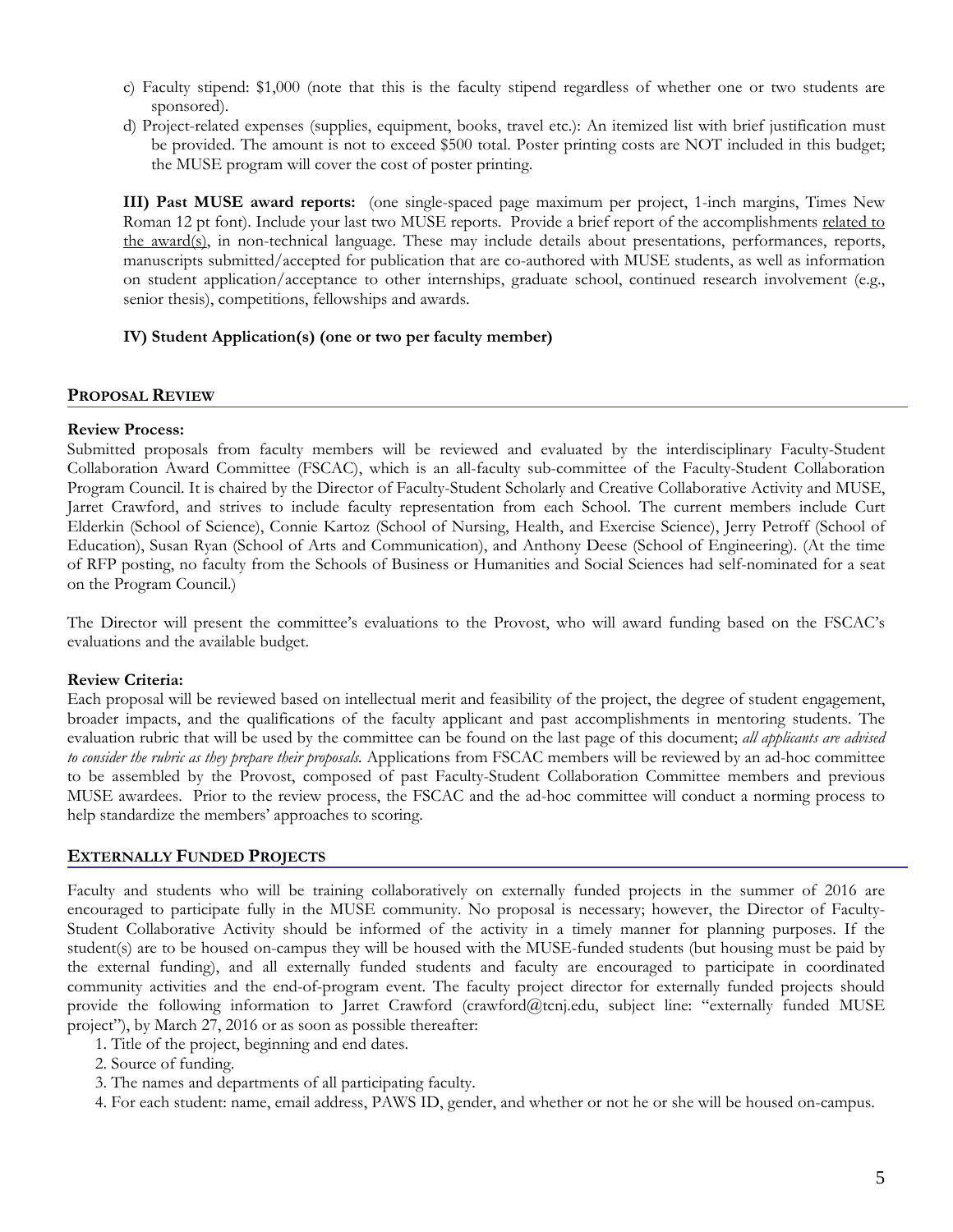c) Faculty stipend: $1,000 (note that this is the faculty stipend regardless of whether one or two students are sponsored).

d) Project-related expenses (supplies, equipment, books, travel etc.): An itemized list with brief justification must be provided. The amount is not to exceed $500 total. Poster printing costs are NOT included in this budget; the MUSE program will cover the cost of poster printing.

**III) Past MUSE award reports:** (one single-spaced page maximum per project, 1-inch margins, Times New Roman 12 pt font). Include your last two MUSE reports. Provide a brief report of the accomplishments related to the award(s), in non-technical language. These may include details about presentations, performances, reports, manuscripts submitted/accepted for publication that are co-authored with MUSE students, as well as information on student application/acceptance to other internships, graduate school, continued research involvement (e.g., senior thesis), competitions, fellowships and awards.

**IV) Student Application(s) (one or two per faculty member)**

## PROPOSAL REVIEW

**Review Process:**

Submitted proposals from faculty members will be reviewed and evaluated by the interdisciplinary Faculty-Student Collaboration Award Committee (FSCAC), which is an all-faculty sub-committee of the Faculty-Student Collaboration Program Council. It is chaired by the Director of Faculty-Student Scholarly and Creative Collaborative Activity and MUSE, Jarret Crawford, and strives to include faculty representation from each School. The current members include Curt Elderkin (School of Science), Connie Kartoz (School of Nursing, Health, and Exercise Science), Jerry Petroff (School of Education), Susan Ryan (School of Arts and Communication), and Anthony Deese (School of Engineering). (At the time of RFP posting, no faculty from the Schools of Business or Humanities and Social Sciences had self-nominated for a seat on the Program Council.)

The Director will present the committee's evaluations to the Provost, who will award funding based on the FSCAC's evaluations and the available budget.

**Review Criteria:**

Each proposal will be reviewed based on intellectual merit and feasibility of the project, the degree of student engagement, broader impacts, and the qualifications of the faculty applicant and past accomplishments in mentoring students. The evaluation rubric that will be used by the committee can be found on the last page of this document; *all applicants are advised to consider the rubric as they prepare their proposals.* Applications from FSCAC members will be reviewed by an ad-hoc committee to be assembled by the Provost, composed of past Faculty-Student Collaboration Committee members and previous MUSE awardees. Prior to the review process, the FSCAC and the ad-hoc committee will conduct a norming process to help standardize the members' approaches to scoring.

## EXTERNALLY FUNDED PROJECTS

Faculty and students who will be training collaboratively on externally funded projects in the summer of 2016 are encouraged to participate fully in the MUSE community. No proposal is necessary; however, the Director of Faculty-Student Collaborative Activity should be informed of the activity in a timely manner for planning purposes. If the student(s) are to be housed on-campus they will be housed with the MUSE-funded students (but housing must be paid by the external funding), and all externally funded students and faculty are encouraged to participate in coordinated community activities and the end-of-program event. The faculty project director for externally funded projects should provide the following information to Jarret Crawford (crawford@tcnj.edu, subject line: "externally funded MUSE project"), by March 27, 2016 or as soon as possible thereafter:

1. Title of the project, beginning and end dates.
2. Source of funding.
3. The names and departments of all participating faculty.
4. For each student: name, email address, PAWS ID, gender, and whether or not he or she will be housed on-campus.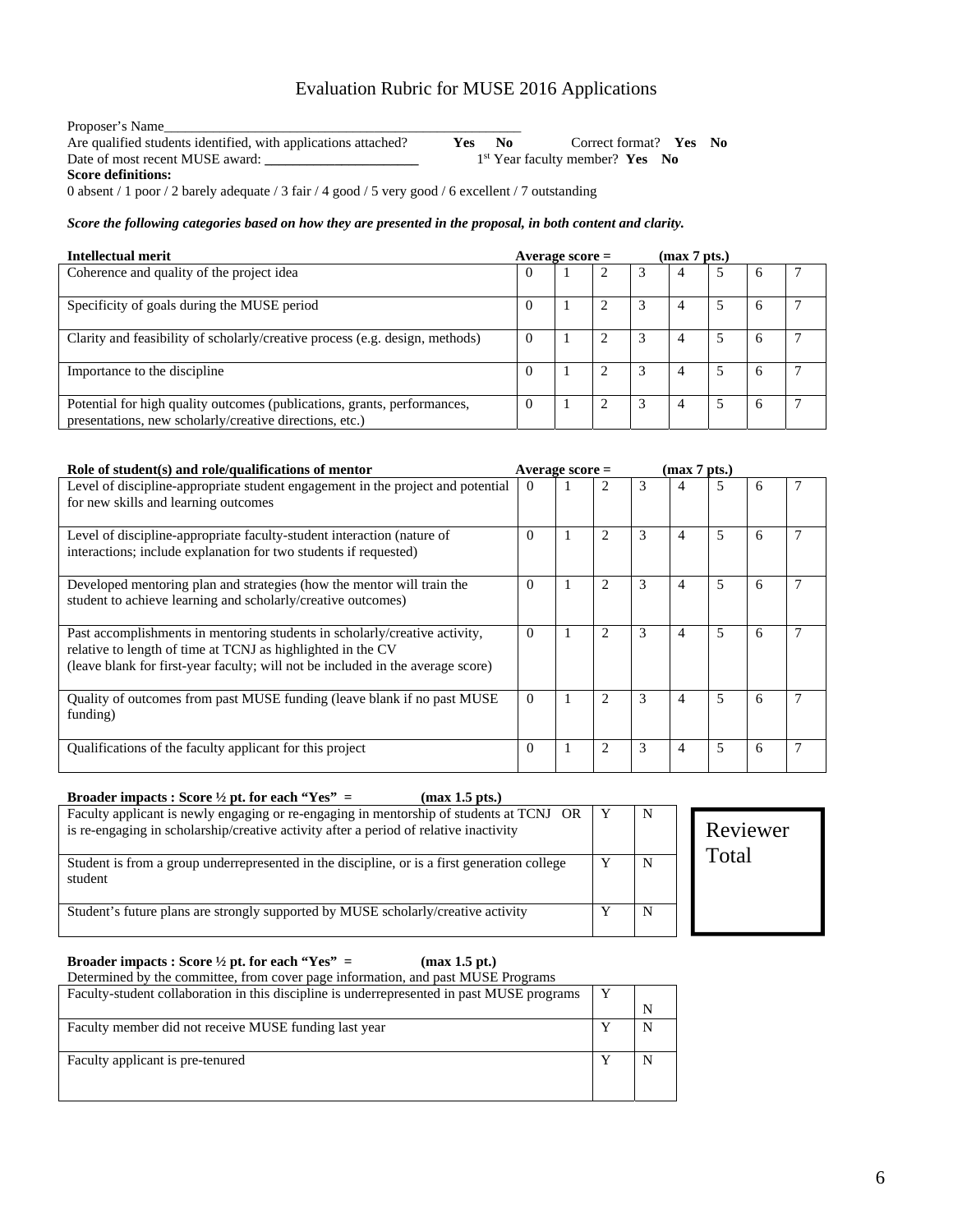# Evaluation Rubric for MUSE 2016 Applications

Proposer's Name_______________________________________________________

Are qualified students identified, with applications attached? **Yes No** Correct format? **Yes No**

Date of most recent MUSE award: **______________________** 1st Year faculty member? **Yes No**

**Score definitions:**

0 absent / 1 poor / 2 barely adequate / 3 fair / 4 good / 5 very good / 6 excellent / 7 outstanding

***Score the following categories based on how they are presented in the proposal, in both content and clarity.***

**Intellectual merit** **Average score = (max 7 pts.)**

| | | | | | | | | |
|---|---|---|---|---|---|---|---|---|
| Coherence and quality of the project idea | 0 | 1 | 2 | 3 | 4 | 5 | 6 | 7 |
| Specificity of goals during the MUSE period | 0 | 1 | 2 | 3 | 4 | 5 | 6 | 7 |
| Clarity and feasibility of scholarly/creative process (e.g. design, methods) | 0 | 1 | 2 | 3 | 4 | 5 | 6 | 7 |
| Importance to the discipline | 0 | 1 | 2 | 3 | 4 | 5 | 6 | 7 |
| Potential for high quality outcomes (publications, grants, performances, presentations, new scholarly/creative directions, etc.) | 0 | 1 | 2 | 3 | 4 | 5 | 6 | 7 |

**Role of student(s) and role/qualifications of mentor** **Average score = (max 7 pts.)**

| | | | | | | | | |
|---|---|---|---|---|---|---|---|---|
| Level of discipline-appropriate student engagement in the project and potential for new skills and learning outcomes | 0 | 1 | 2 | 3 | 4 | 5 | 6 | 7 |
| Level of discipline-appropriate faculty-student interaction (nature of interactions; include explanation for two students if requested) | 0 | 1 | 2 | 3 | 4 | 5 | 6 | 7 |
| Developed mentoring plan and strategies (how the mentor will train the student to achieve learning and scholarly/creative outcomes) | 0 | 1 | 2 | 3 | 4 | 5 | 6 | 7 |
| Past accomplishments in mentoring students in scholarly/creative activity, relative to length of time at TCNJ as highlighted in the CV (leave blank for first-year faculty; will not be included in the average score) | 0 | 1 | 2 | 3 | 4 | 5 | 6 | 7 |
| Quality of outcomes from past MUSE funding (leave blank if no past MUSE funding) | 0 | 1 | 2 | 3 | 4 | 5 | 6 | 7 |
| Qualifications of the faculty applicant for this project | 0 | 1 | 2 | 3 | 4 | 5 | 6 | 7 |

**Broader impacts : Score ½ pt. for each "Yes" = (max 1.5 pts.)**

| | | |
|---|---|---|
| Faculty applicant is newly engaging or re-engaging in mentorship of students at TCNJ OR is re-engaging in scholarship/creative activity after a period of relative inactivity | Y | N |
| Student is from a group underrepresented in the discipline, or is a first generation college student | Y | N |
| Student's future plans are strongly supported by MUSE scholarly/creative activity | Y | N |

Reviewer Total

**Broader impacts : Score ½ pt. for each "Yes" = (max 1.5 pt.)**

Determined by the committee, from cover page information, and past MUSE Programs

| | | |
|---|---|---|
| Faculty-student collaboration in this discipline is underrepresented in past MUSE programs | Y | N |
| Faculty member did not receive MUSE funding last year | Y | N |
| Faculty applicant is pre-tenured | Y | N |